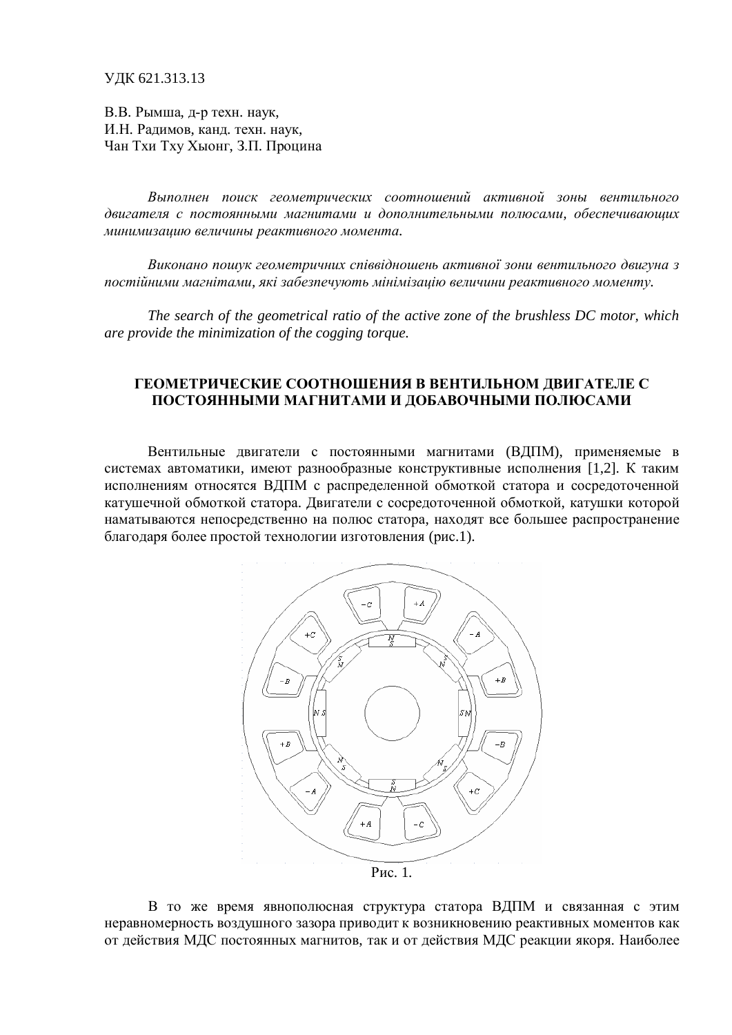УДК 621.313.13

В.В. Рымша, д-р техн. наук,
И.Н. Радимов, канд. техн. наук,
Чан Тхи Тху Хыонг, З.П. Процина

*Выполнен поиск геометрических соотношений активной зоны вентильного двигателя с постоянными магнитами и дополнительными полюсами, обеспечивающих минимизацию величины реактивного момента.*

*Виконано пошук геометричних співвідношень активної зони вентильного двигуна з постійними магнітами, які забезпечують мінімізацію величини реактивного моменту.*

*The search of the geometrical ratio of the active zone of the brushless DC motor, which are provide the minimization of the cogging torque.*

## ГЕОМЕТРИЧЕСКИЕ СООТНОШЕНИЯ В ВЕНТИЛЬНОМ ДВИГАТЕЛЕ С ПОСТОЯННЫМИ МАГНИТАМИ И ДОБАВОЧНЫМИ ПОЛЮСАМИ

Вентильные двигатели с постоянными магнитами (ВДПМ), применяемые в системах автоматики, имеют разнообразные конструктивные исполнения [1,2]. К таким исполнениям относятся ВДПМ с распределенной обмоткой статора и сосредоточенной катушечной обмоткой статора. Двигатели с сосредоточенной обмоткой, катушки которой наматываются непосредственно на полюс статора, находят все большее распространение благодаря более простой технологии изготовления (рис.1).

Рис. 1.

В то же время явнополюсная структура статора ВДПМ и связанная с этим неравномерность воздушного зазора приводит к возникновению реактивных моментов как от действия МДС постоянных магнитов, так и от действия МДС реакции якоря. Наиболее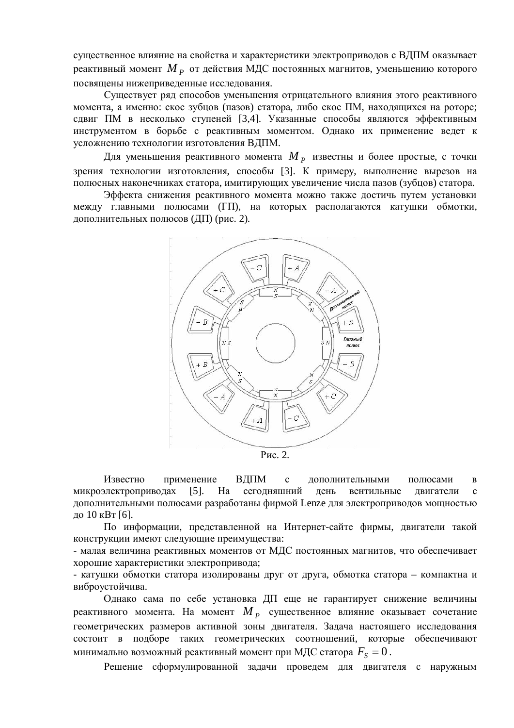существенное влияние на свойства и характеристики электроприводов с ВДПМ оказывает реактивный момент $M_P$ от действия МДС постоянных магнитов, уменьшению которого посвящены нижеприведенные исследования.

Существует ряд способов уменьшения отрицательного влияния этого реактивного момента, а именно: скос зубцов (пазов) статора, либо скос ПМ, находящихся на роторе; сдвиг ПМ в несколько ступеней [3,4]. Указанные способы являются эффективным инструментом в борьбе с реактивным моментом. Однако их применение ведет к усложнению технологии изготовления ВДПМ.

Для уменьшения реактивного момента $M_P$ известны и более простые, с точки зрения технологии изготовления, способы [3]. К примеру, выполнение вырезов на полюсных наконечниках статора, имитирующих увеличение числа пазов (зубцов) статора.

Эффекта снижения реактивного момента можно также достичь путем установки между главными полюсами (ГП), на которых располагаются катушки обмотки, дополнительных полюсов (ДП) (рис. 2).

Рис. 2.

Известно применение ВДПМ с дополнительными полюсами в микроэлектроприводах [5]. На сегодняшний день вентильные двигатели с дополнительными полюсами разработаны фирмой Lenze для электроприводов мощностью до 10 кВт [6].

По информации, представленной на Интернет-сайте фирмы, двигатели такой конструкции имеют следующие преимущества:

- малая величина реактивных моментов от МДС постоянных магнитов, что обеспечивает хорошие характеристики электропривода;
- катушки обмотки статора изолированы друг от друга, обмотка статора – компактна и виброустойчива.

Однако сама по себе установка ДП еще не гарантирует снижение величины реактивного момента. На момент $M_P$ существенное влияние оказывает сочетание геометрических размеров активной зоны двигателя. Задача настоящего исследования состоит в подборе таких геометрических соотношений, которые обеспечивают минимально возможный реактивный момент при МДС статора $F_S = 0$.

Решение сформулированной задачи проведем для двигателя с наружным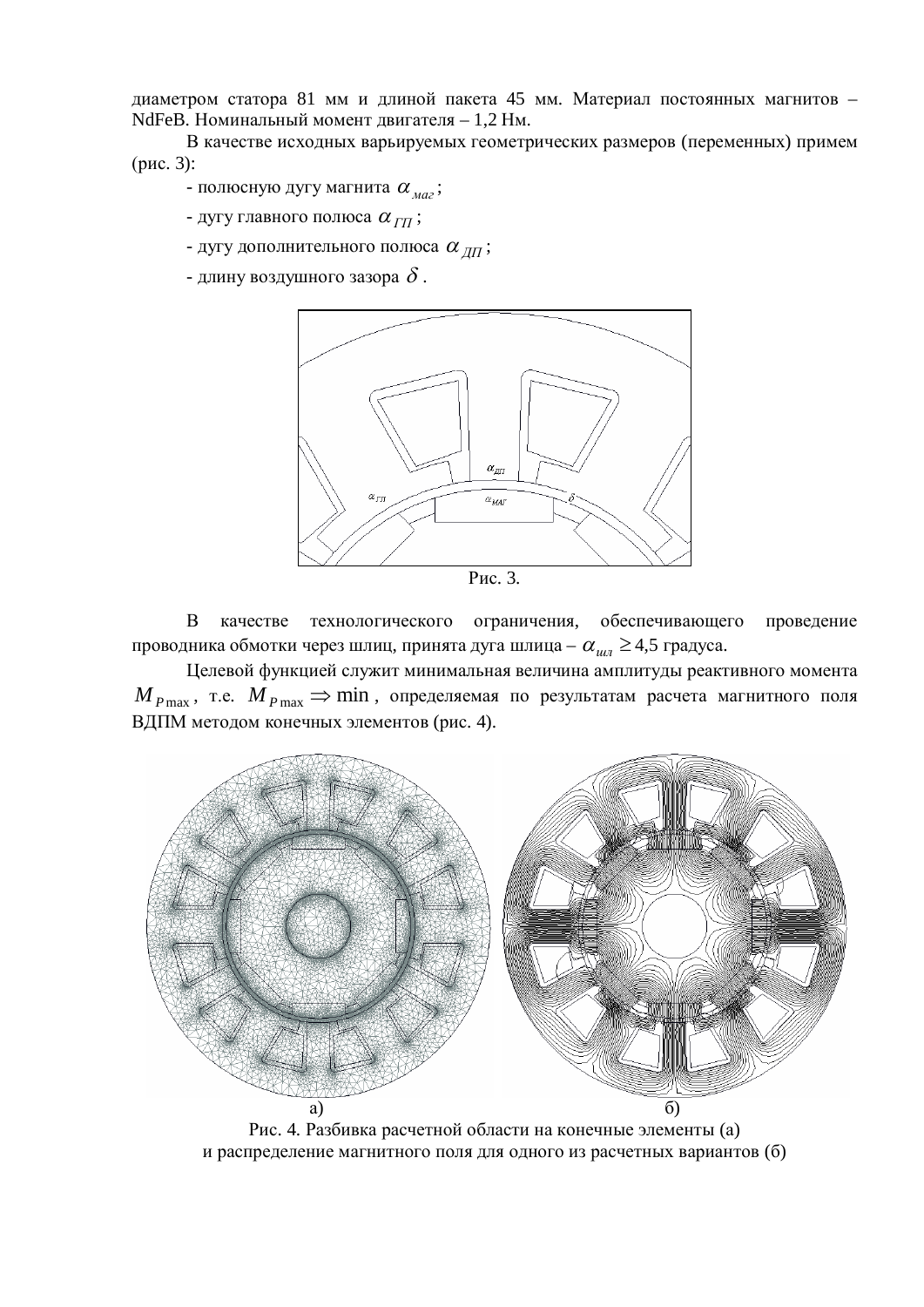диаметром статора 81 мм и длиной пакета 45 мм. Материал постоянных магнитов – NdFeB. Номинальный момент двигателя – 1,2 Нм.

В качестве исходных варьируемых геометрических размеров (переменных) примем (рис. 3):

- полюсную дугу магнита $\alpha_{маг}$;
- дугу главного полюса $\alpha_{ГП}$;
- дугу дополнительного полюса $\alpha_{ДП}$;
- длину воздушного зазора $\delta$.

Рис. 3.

В качестве технологического ограничения, обеспечивающего проведение проводника обмотки через шлиц, принята дуга шлица – $\alpha_{шл} \geq 4{,}5$ градуса.

Целевой функцией служит минимальная величина амплитуды реактивного момента $M_{P\max}$, т.е. $M_{P\max} \Rightarrow \min$, определяемая по результатам расчета магнитного поля ВДПМ методом конечных элементов (рис. 4).

а) б)

Рис. 4. Разбивка расчетной области на конечные элементы (а) и распределение магнитного поля для одного из расчетных вариантов (б)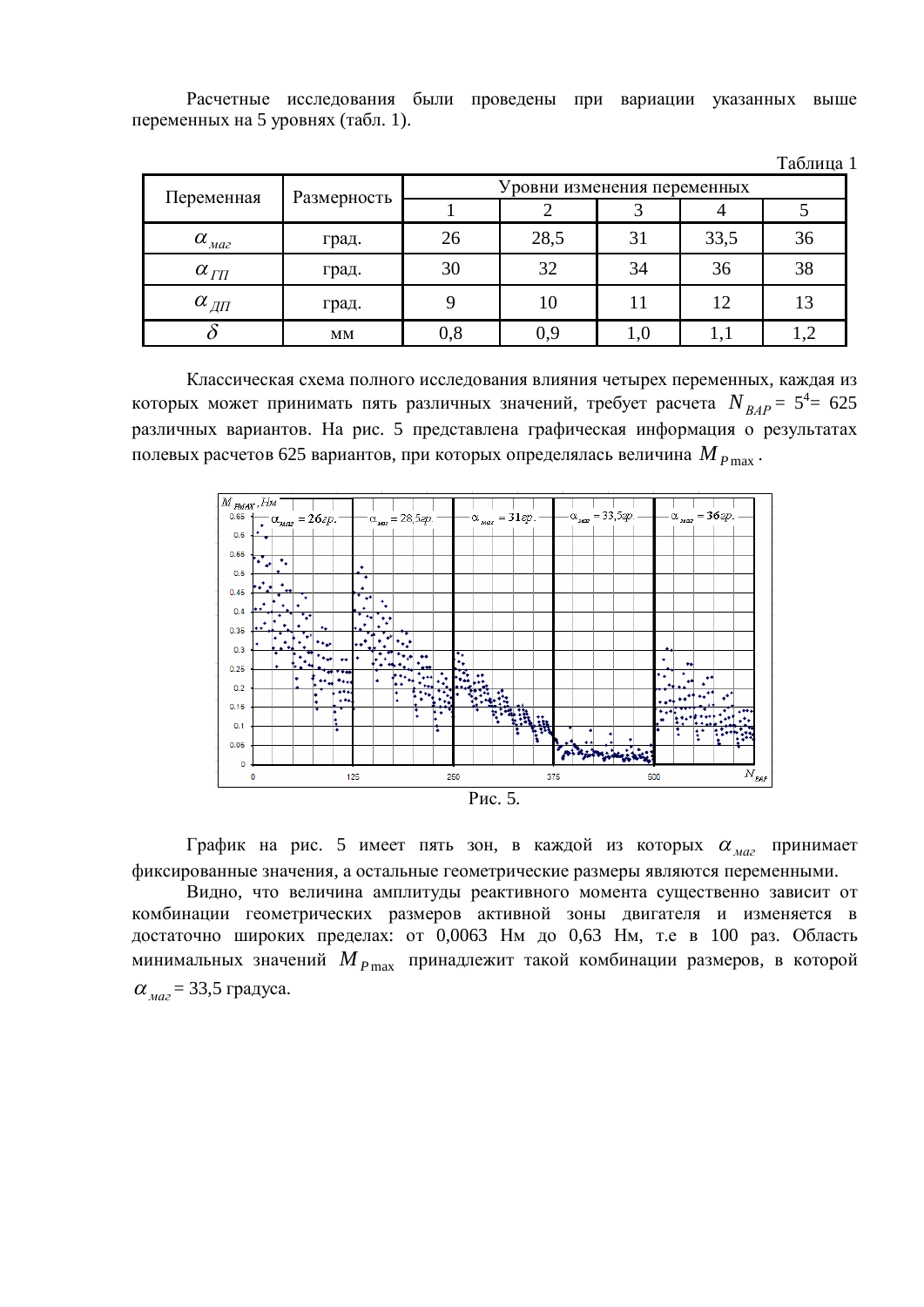Расчетные исследования были проведены при вариации указанных выше переменных на 5 уровнях (табл. 1).

Таблица 1

| Переменная | Размерность | Уровни изменения переменных | | | | |
|---|---|---|---|---|---|---|
| | | 1 | 2 | 3 | 4 | 5 |
| $\alpha_{маг}$ | град. | 26 | 28,5 | 31 | 33,5 | 36 |
| $\alpha_{ГП}$ | град. | 30 | 32 | 34 | 36 | 38 |
| $\alpha_{ДП}$ | град. | 9 | 10 | 11 | 12 | 13 |
| $\delta$ | мм | 0,8 | 0,9 | 1,0 | 1,1 | 1,2 |

Классическая схема полного исследования влияния четырех переменных, каждая из которых может принимать пять различных значений, требует расчета $N_{ВАР} = 5^4 = 625$ различных вариантов. На рис. 5 представлена графическая информация о результатах полевых расчетов 625 вариантов, при которых определялась величина $M_{P\max}$.

Рис. 5.

График на рис. 5 имеет пять зон, в каждой из которых $\alpha_{маг}$ принимает фиксированные значения, а остальные геометрические размеры являются переменными.

Видно, что величина амплитуды реактивного момента существенно зависит от комбинации геометрических размеров активной зоны двигателя и изменяется в достаточно широких пределах: от 0,0063 Нм до 0,63 Нм, т.е в 100 раз. Область минимальных значений $M_{P\max}$ принадлежит такой комбинации размеров, в которой $\alpha_{маг}$ = 33,5 градуса.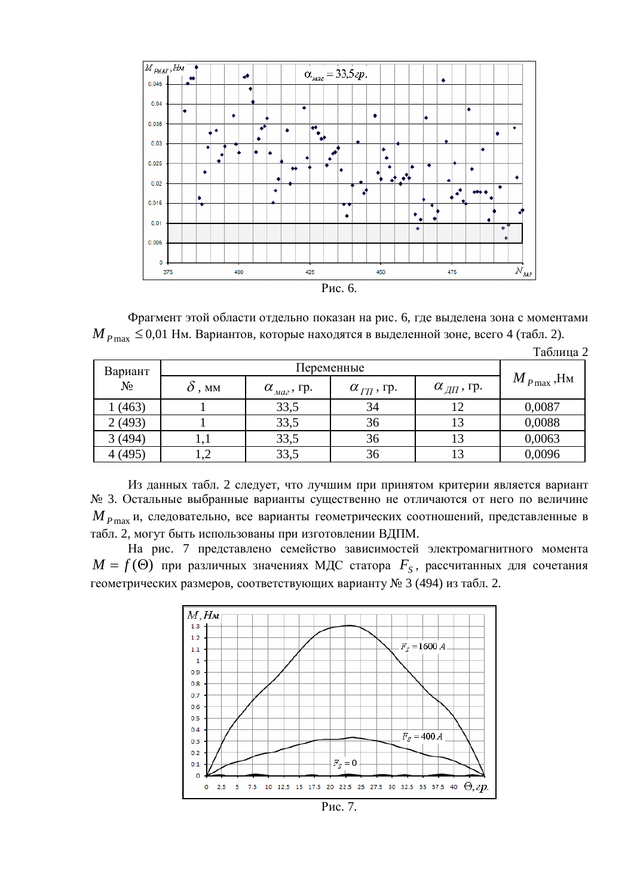Рис. 6.

Фрагмент этой области отдельно показан на рис. 6, где выделена зона с моментами $M_{P\max} \leq 0{,}01$ Нм. Вариантов, которые находятся в выделенной зоне, всего 4 (табл. 2).

Таблица 2

| Вариант № | Переменные | | | | $M_{P\max}$, Нм |
|---|---|---|---|---|---|
| | $\delta$, мм | $\alpha_{маг}$, гр. | $\alpha_{ГП}$, гр. | $\alpha_{ДП}$, гр. | |
| 1 (463) | 1 | 33,5 | 34 | 12 | 0,0087 |
| 2 (493) | 1 | 33,5 | 36 | 13 | 0,0088 |
| 3 (494) | 1,1 | 33,5 | 36 | 13 | 0,0063 |
| 4 (495) | 1,2 | 33,5 | 36 | 13 | 0,0096 |

Из данных табл. 2 следует, что лучшим при принятом критерии является вариант № 3. Остальные выбранные варианты существенно не отличаются от него по величине $M_{P\max}$ и, следовательно, все варианты геометрических соотношений, представленные в табл. 2, могут быть использованы при изготовлении ВДПМ.

На рис. 7 представлено семейство зависимостей электромагнитного момента $M = f(\Theta)$ при различных значениях МДС статора $F_S$, рассчитанных для сочетания геометрических размеров, соответствующих варианту № 3 (494) из табл. 2.

Рис. 7.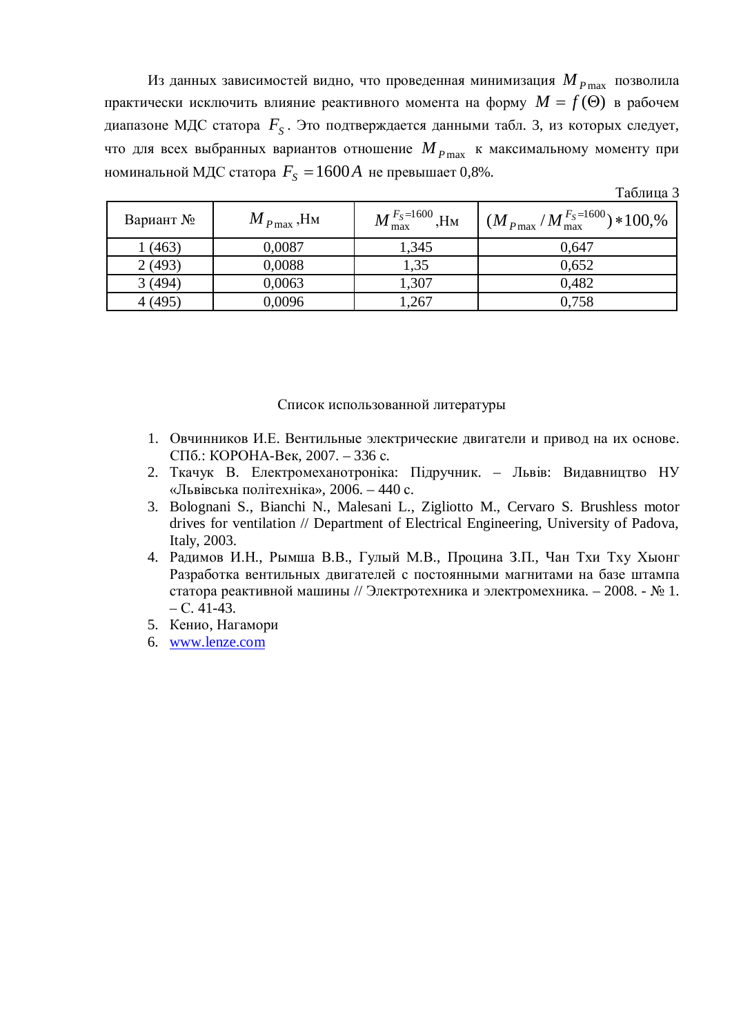Из данных зависимостей видно, что проведенная минимизация $M_{P\max}$ позволила практически исключить влияние реактивного момента на форму $M = f(\Theta)$ в рабочем диапазоне МДС статора $F_S$. Это подтверждается данными табл. 3, из которых следует, что для всех выбранных вариантов отношение $M_{P\max}$ к максимальному моменту при номинальной МДС статора $F_S = 1600A$ не превышает 0,8%.

Таблица 3

| Вариант № | $M_{P\max}$,Нм | $M_{\max}^{F_S=1600}$,Нм | $(M_{P\max} / M_{\max}^{F_S=1600}) * 100,\%$ |
|---|---|---|---|
| 1 (463) | 0,0087 | 1,345 | 0,647 |
| 2 (493) | 0,0088 | 1,35 | 0,652 |
| 3 (494) | 0,0063 | 1,307 | 0,482 |
| 4 (495) | 0,0096 | 1,267 | 0,758 |

Список использованной литературы

1. Овчинников И.Е. Вентильные электрические двигатели и привод на их основе. СПб.: КОРОНА-Век, 2007. – 336 с.
2. Ткачук В. Електромеханотроніка: Підручник. – Львів: Видавництво НУ «Львівська політехніка», 2006. – 440 с.
3. Bolognani S., Bianchi N., Malesani L., Zigliotto M., Cervaro S. Brushless motor drives for ventilation // Department of Electrical Engineering, University of Padova, Italy, 2003.
4. Радимов И.Н., Рымша В.В., Гулый М.В., Процина З.П., Чан Тхи Тху Хыонг Разработка вентильных двигателей с постоянными магнитами на базе штампа статора реактивной машины // Электротехника и электромеханика. – 2008. - № 1. – С. 41-43.
5. Кенио, Нагамори
6. www.lenze.com